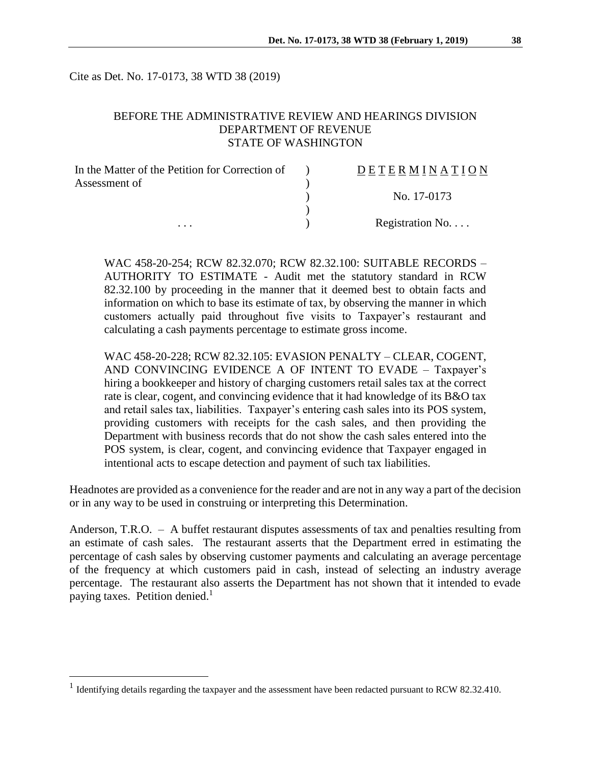Cite as Det. No. 17-0173, 38 WTD 38 (2019)

BEFORE THE ADMINISTRATIVE REVIEW AND HEARINGS DIVISION
DEPARTMENT OF REVENUE
STATE OF WASHINGTON

| | | |
|---|---|---|
| In the Matter of the Petition for Correction of Assessment of | ) | D E T E R M I N A T I O N |
| | ) | |
| | ) | No. 17-0173 |
| | ) | |
| . . . | ) | Registration No. . . . |

WAC 458-20-254; RCW 82.32.070; RCW 82.32.100: SUITABLE RECORDS – AUTHORITY TO ESTIMATE - Audit met the statutory standard in RCW 82.32.100 by proceeding in the manner that it deemed best to obtain facts and information on which to base its estimate of tax, by observing the manner in which customers actually paid throughout five visits to Taxpayer's restaurant and calculating a cash payments percentage to estimate gross income.

WAC 458-20-228; RCW 82.32.105: EVASION PENALTY – CLEAR, COGENT, AND CONVINCING EVIDENCE A OF INTENT TO EVADE – Taxpayer's hiring a bookkeeper and history of charging customers retail sales tax at the correct rate is clear, cogent, and convincing evidence that it had knowledge of its B&O tax and retail sales tax, liabilities. Taxpayer's entering cash sales into its POS system, providing customers with receipts for the cash sales, and then providing the Department with business records that do not show the cash sales entered into the POS system, is clear, cogent, and convincing evidence that Taxpayer engaged in intentional acts to escape detection and payment of such tax liabilities.

Headnotes are provided as a convenience for the reader and are not in any way a part of the decision or in any way to be used in construing or interpreting this Determination.

Anderson, T.R.O. – A buffet restaurant disputes assessments of tax and penalties resulting from an estimate of cash sales. The restaurant asserts that the Department erred in estimating the percentage of cash sales by observing customer payments and calculating an average percentage of the frequency at which customers paid in cash, instead of selecting an industry average percentage. The restaurant also asserts the Department has not shown that it intended to evade paying taxes. Petition denied.[1]

[1] Identifying details regarding the taxpayer and the assessment have been redacted pursuant to RCW 82.32.410.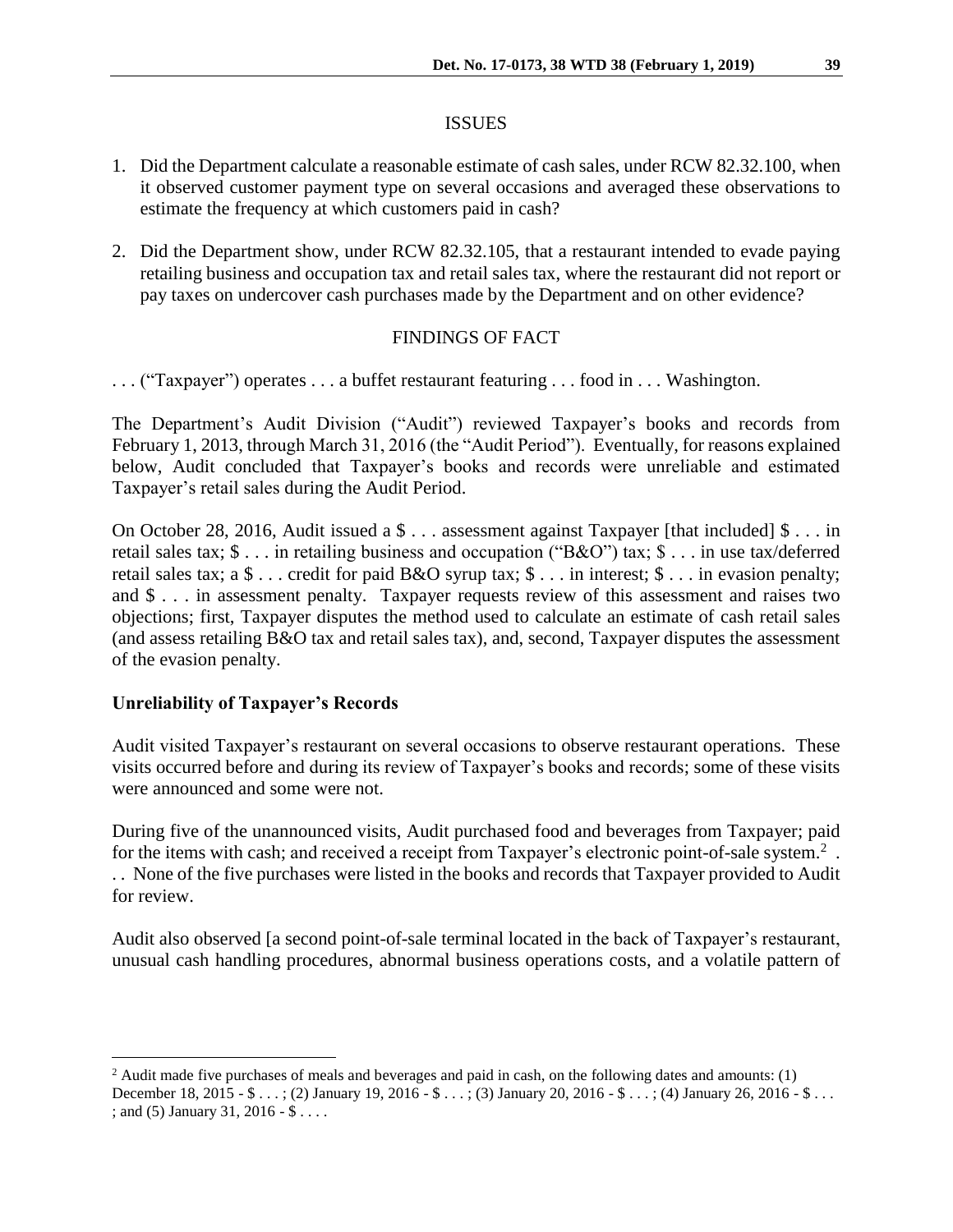## ISSUES

1. Did the Department calculate a reasonable estimate of cash sales, under RCW 82.32.100, when it observed customer payment type on several occasions and averaged these observations to estimate the frequency at which customers paid in cash?

2. Did the Department show, under RCW 82.32.105, that a restaurant intended to evade paying retailing business and occupation tax and retail sales tax, where the restaurant did not report or pay taxes on undercover cash purchases made by the Department and on other evidence?

## FINDINGS OF FACT

. . . ("Taxpayer") operates . . . a buffet restaurant featuring . . . food in . . . Washington.

The Department's Audit Division ("Audit") reviewed Taxpayer's books and records from February 1, 2013, through March 31, 2016 (the "Audit Period"). Eventually, for reasons explained below, Audit concluded that Taxpayer's books and records were unreliable and estimated Taxpayer's retail sales during the Audit Period.

On October 28, 2016, Audit issued a $ . . . assessment against Taxpayer [that included] $ . . . in retail sales tax; $ . . . in retailing business and occupation ("B&O") tax; $ . . . in use tax/deferred retail sales tax; a $ . . . credit for paid B&O syrup tax; $ . . . in interest; $ . . . in evasion penalty; and $ . . . in assessment penalty. Taxpayer requests review of this assessment and raises two objections; first, Taxpayer disputes the method used to calculate an estimate of cash retail sales (and assess retailing B&O tax and retail sales tax), and, second, Taxpayer disputes the assessment of the evasion penalty.

**Unreliability of Taxpayer's Records**

Audit visited Taxpayer's restaurant on several occasions to observe restaurant operations. These visits occurred before and during its review of Taxpayer's books and records; some of these visits were announced and some were not.

During five of the unannounced visits, Audit purchased food and beverages from Taxpayer; paid for the items with cash; and received a receipt from Taxpayer's electronic point-of-sale system.[2] . . . None of the five purchases were listed in the books and records that Taxpayer provided to Audit for review.

Audit also observed [a second point-of-sale terminal located in the back of Taxpayer's restaurant, unusual cash handling procedures, abnormal business operations costs, and a volatile pattern of

---

[2] Audit made five purchases of meals and beverages and paid in cash, on the following dates and amounts: (1) December 18, 2015 - $ . . . ; (2) January 19, 2016 - $ . . . ; (3) January 20, 2016 - $ . . . ; (4) January 26, 2016 - $ . . . ; and (5) January 31, 2016 - $ . . . .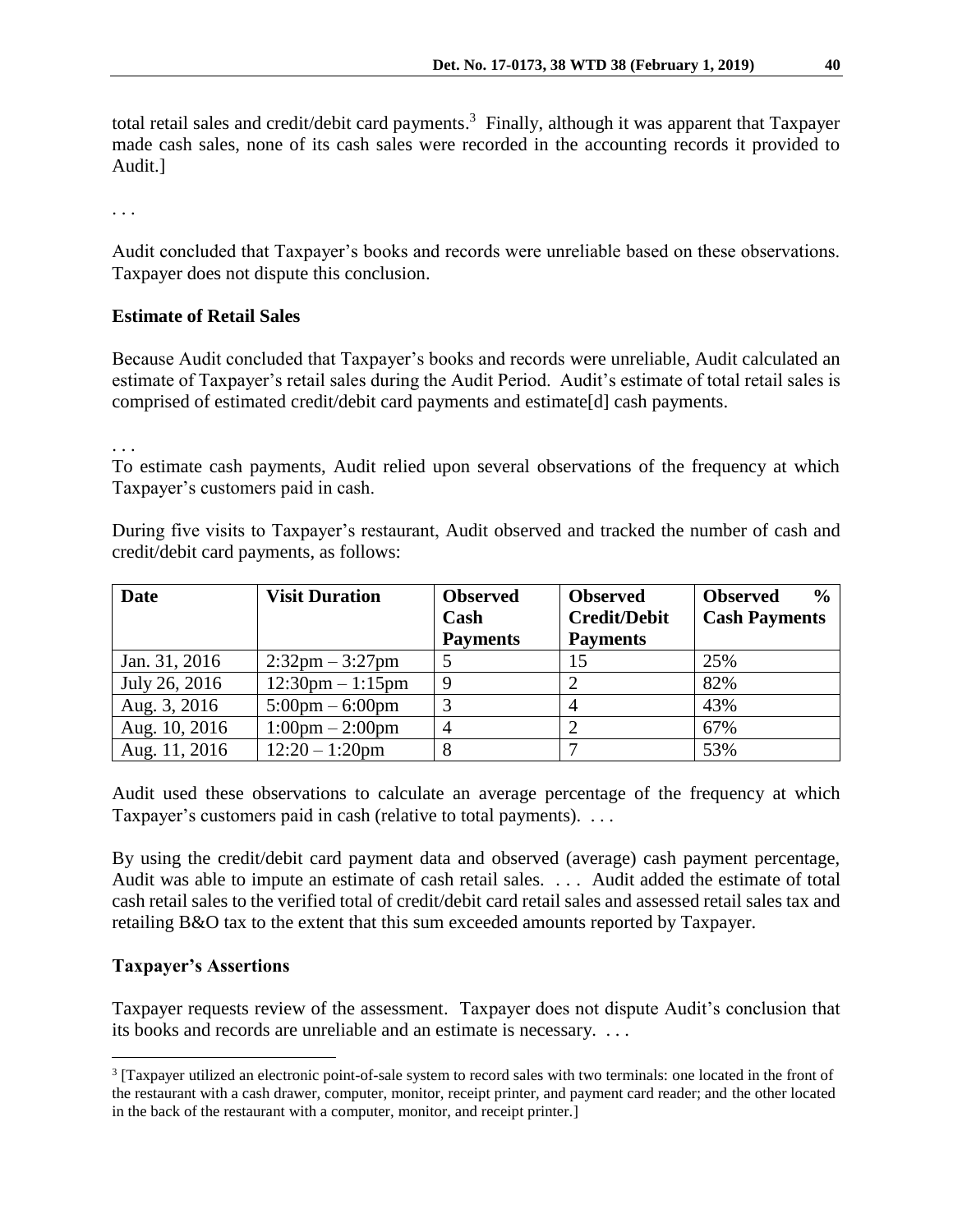total retail sales and credit/debit card payments.[3] Finally, although it was apparent that Taxpayer made cash sales, none of its cash sales were recorded in the accounting records it provided to Audit.]

. . .

Audit concluded that Taxpayer's books and records were unreliable based on these observations. Taxpayer does not dispute this conclusion.

**Estimate of Retail Sales**

Because Audit concluded that Taxpayer's books and records were unreliable, Audit calculated an estimate of Taxpayer's retail sales during the Audit Period. Audit's estimate of total retail sales is comprised of estimated credit/debit card payments and estimate[d] cash payments.

. . .

To estimate cash payments, Audit relied upon several observations of the frequency at which Taxpayer's customers paid in cash.

During five visits to Taxpayer's restaurant, Audit observed and tracked the number of cash and credit/debit card payments, as follows:

| Date | Visit Duration | Observed Cash Payments | Observed Credit/Debit Payments | Observed % Cash Payments |
|---|---|---|---|---|
| Jan. 31, 2016 | 2:32pm – 3:27pm | 5 | 15 | 25% |
| July 26, 2016 | 12:30pm – 1:15pm | 9 | 2 | 82% |
| Aug. 3, 2016 | 5:00pm – 6:00pm | 3 | 4 | 43% |
| Aug. 10, 2016 | 1:00pm – 2:00pm | 4 | 2 | 67% |
| Aug. 11, 2016 | 12:20 – 1:20pm | 8 | 7 | 53% |

Audit used these observations to calculate an average percentage of the frequency at which Taxpayer's customers paid in cash (relative to total payments). . . .

By using the credit/debit card payment data and observed (average) cash payment percentage, Audit was able to impute an estimate of cash retail sales. . . . Audit added the estimate of total cash retail sales to the verified total of credit/debit card retail sales and assessed retail sales tax and retailing B&O tax to the extent that this sum exceeded amounts reported by Taxpayer.

**Taxpayer's Assertions**

Taxpayer requests review of the assessment. Taxpayer does not dispute Audit's conclusion that its books and records are unreliable and an estimate is necessary. . . .

---

[3] [Taxpayer utilized an electronic point-of-sale system to record sales with two terminals: one located in the front of the restaurant with a cash drawer, computer, monitor, receipt printer, and payment card reader; and the other located in the back of the restaurant with a computer, monitor, and receipt printer.]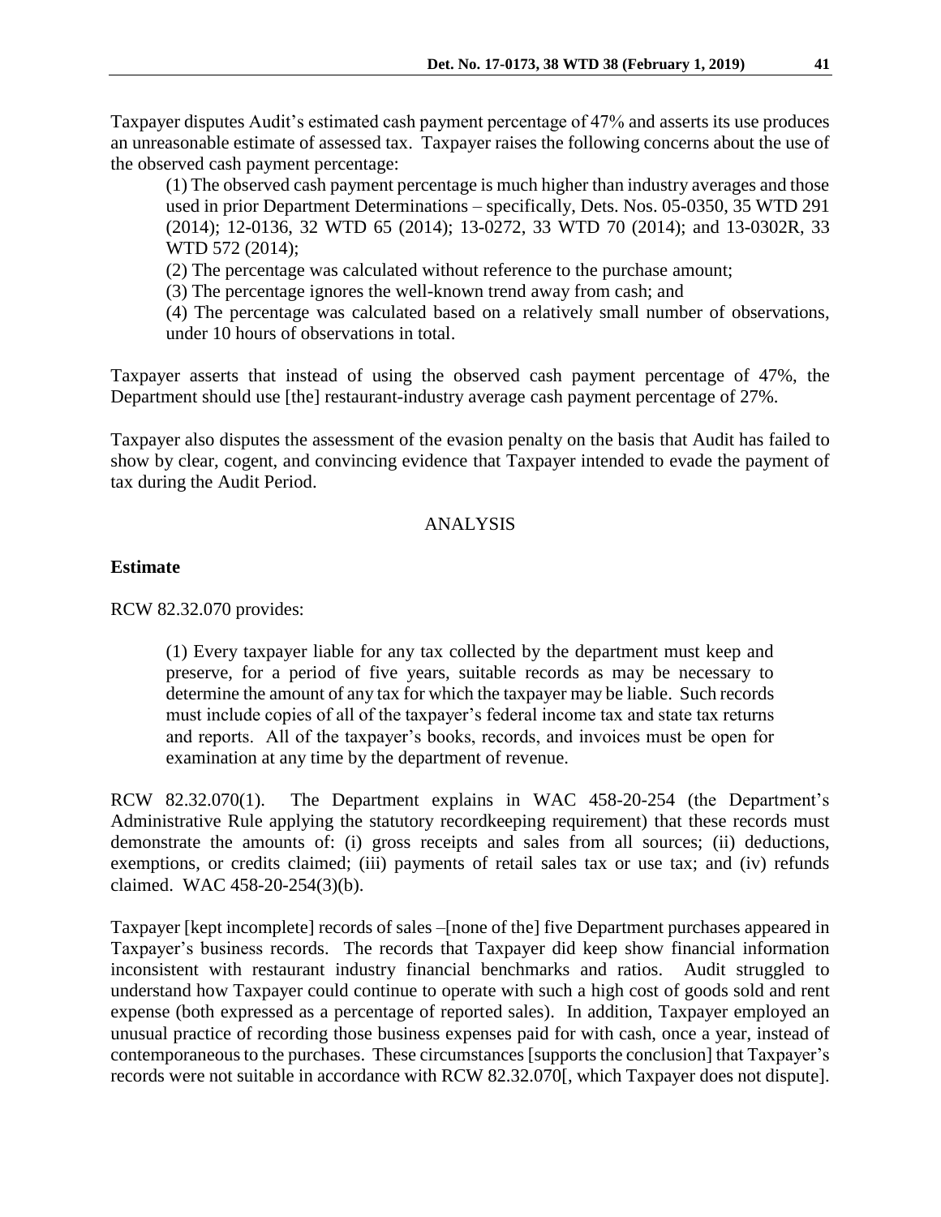Taxpayer disputes Audit's estimated cash payment percentage of 47% and asserts its use produces an unreasonable estimate of assessed tax. Taxpayer raises the following concerns about the use of the observed cash payment percentage:

> (1) The observed cash payment percentage is much higher than industry averages and those used in prior Department Determinations – specifically, Dets. Nos. 05-0350, 35 WTD 291 (2014); 12-0136, 32 WTD 65 (2014); 13-0272, 33 WTD 70 (2014); and 13-0302R, 33 WTD 572 (2014);
>
> (2) The percentage was calculated without reference to the purchase amount;
>
> (3) The percentage ignores the well-known trend away from cash; and
>
> (4) The percentage was calculated based on a relatively small number of observations, under 10 hours of observations in total.

Taxpayer asserts that instead of using the observed cash payment percentage of 47%, the Department should use [the] restaurant-industry average cash payment percentage of 27%.

Taxpayer also disputes the assessment of the evasion penalty on the basis that Audit has failed to show by clear, cogent, and convincing evidence that Taxpayer intended to evade the payment of tax during the Audit Period.

## ANALYSIS

### Estimate

RCW 82.32.070 provides:

> (1) Every taxpayer liable for any tax collected by the department must keep and preserve, for a period of five years, suitable records as may be necessary to determine the amount of any tax for which the taxpayer may be liable. Such records must include copies of all of the taxpayer's federal income tax and state tax returns and reports. All of the taxpayer's books, records, and invoices must be open for examination at any time by the department of revenue.

RCW 82.32.070(1). The Department explains in WAC 458-20-254 (the Department's Administrative Rule applying the statutory recordkeeping requirement) that these records must demonstrate the amounts of: (i) gross receipts and sales from all sources; (ii) deductions, exemptions, or credits claimed; (iii) payments of retail sales tax or use tax; and (iv) refunds claimed. WAC 458-20-254(3)(b).

Taxpayer [kept incomplete] records of sales –[none of the] five Department purchases appeared in Taxpayer's business records. The records that Taxpayer did keep show financial information inconsistent with restaurant industry financial benchmarks and ratios. Audit struggled to understand how Taxpayer could continue to operate with such a high cost of goods sold and rent expense (both expressed as a percentage of reported sales). In addition, Taxpayer employed an unusual practice of recording those business expenses paid for with cash, once a year, instead of contemporaneous to the purchases. These circumstances [supports the conclusion] that Taxpayer's records were not suitable in accordance with RCW 82.32.070[, which Taxpayer does not dispute].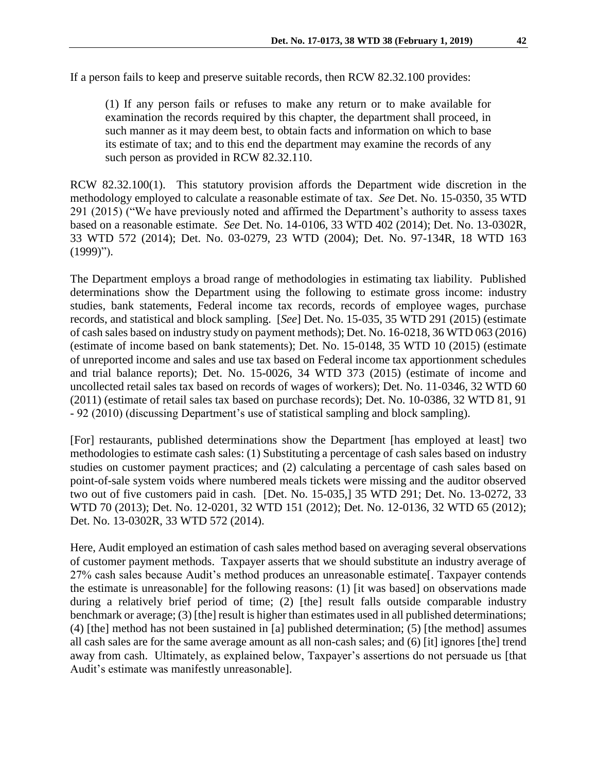If a person fails to keep and preserve suitable records, then RCW 82.32.100 provides:

> (1) If any person fails or refuses to make any return or to make available for examination the records required by this chapter, the department shall proceed, in such manner as it may deem best, to obtain facts and information on which to base its estimate of tax; and to this end the department may examine the records of any such person as provided in RCW 82.32.110.

RCW 82.32.100(1). This statutory provision affords the Department wide discretion in the methodology employed to calculate a reasonable estimate of tax. *See* Det. No. 15-0350, 35 WTD 291 (2015) ("We have previously noted and affirmed the Department's authority to assess taxes based on a reasonable estimate. *See* Det. No. 14-0106, 33 WTD 402 (2014); Det. No. 13-0302R, 33 WTD 572 (2014); Det. No. 03-0279, 23 WTD (2004); Det. No. 97-134R, 18 WTD 163 (1999)").

The Department employs a broad range of methodologies in estimating tax liability. Published determinations show the Department using the following to estimate gross income: industry studies, bank statements, Federal income tax records, records of employee wages, purchase records, and statistical and block sampling. [*See*] Det. No. 15-035, 35 WTD 291 (2015) (estimate of cash sales based on industry study on payment methods); Det. No. 16-0218, 36 WTD 063 (2016) (estimate of income based on bank statements); Det. No. 15-0148, 35 WTD 10 (2015) (estimate of unreported income and sales and use tax based on Federal income tax apportionment schedules and trial balance reports); Det. No. 15-0026, 34 WTD 373 (2015) (estimate of income and uncollected retail sales tax based on records of wages of workers); Det. No. 11-0346, 32 WTD 60 (2011) (estimate of retail sales tax based on purchase records); Det. No. 10-0386, 32 WTD 81, 91 - 92 (2010) (discussing Department's use of statistical sampling and block sampling).

[For] restaurants, published determinations show the Department [has employed at least] two methodologies to estimate cash sales: (1) Substituting a percentage of cash sales based on industry studies on customer payment practices; and (2) calculating a percentage of cash sales based on point-of-sale system voids where numbered meals tickets were missing and the auditor observed two out of five customers paid in cash. [Det. No. 15-035,] 35 WTD 291; Det. No. 13-0272, 33 WTD 70 (2013); Det. No. 12-0201, 32 WTD 151 (2012); Det. No. 12-0136, 32 WTD 65 (2012); Det. No. 13-0302R, 33 WTD 572 (2014).

Here, Audit employed an estimation of cash sales method based on averaging several observations of customer payment methods. Taxpayer asserts that we should substitute an industry average of 27% cash sales because Audit's method produces an unreasonable estimate[. Taxpayer contends the estimate is unreasonable] for the following reasons: (1) [it was based] on observations made during a relatively brief period of time; (2) [the] result falls outside comparable industry benchmark or average; (3) [the] result is higher than estimates used in all published determinations; (4) [the] method has not been sustained in [a] published determination; (5) [the method] assumes all cash sales are for the same average amount as all non-cash sales; and (6) [it] ignores [the] trend away from cash. Ultimately, as explained below, Taxpayer's assertions do not persuade us [that Audit's estimate was manifestly unreasonable].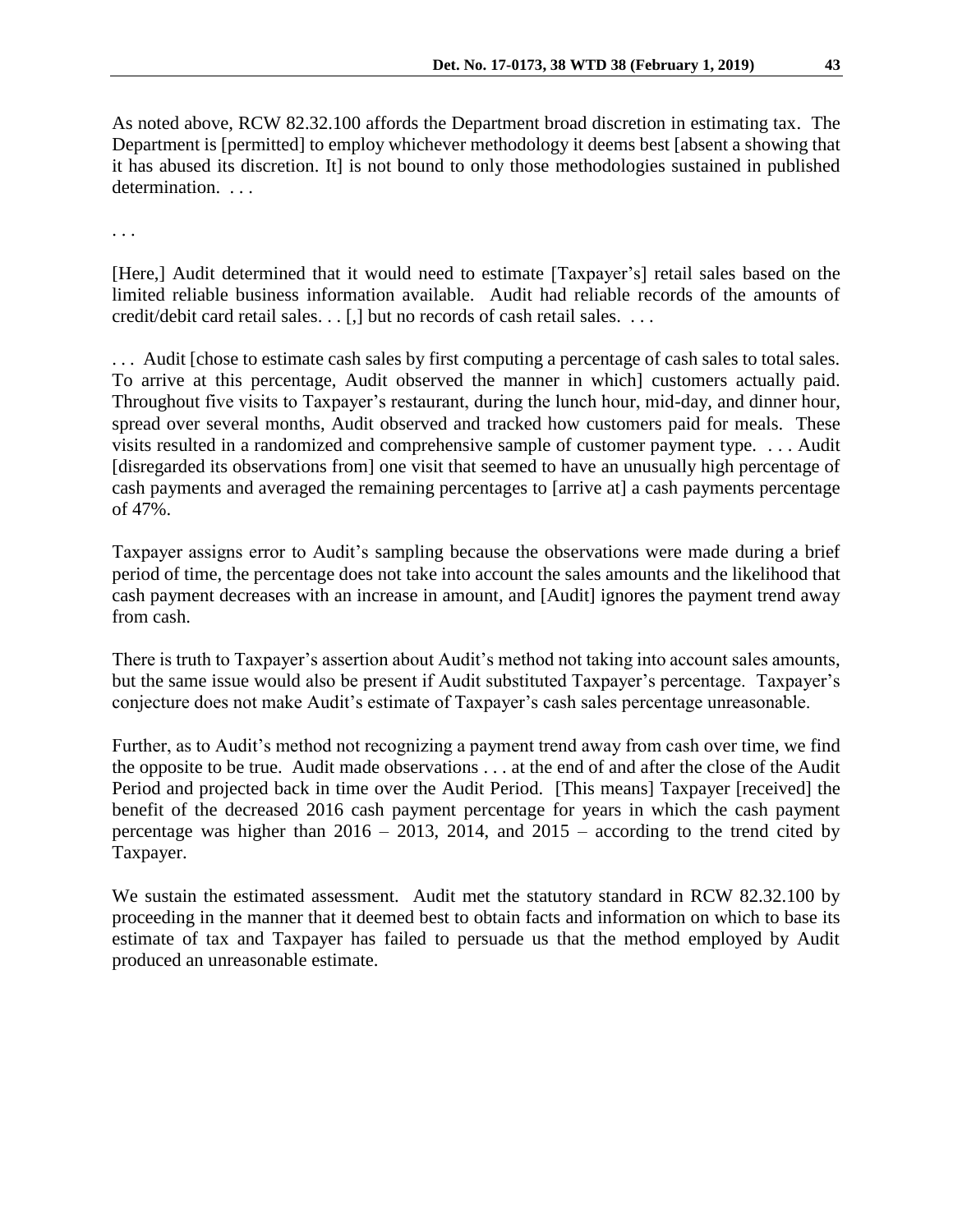As noted above, RCW 82.32.100 affords the Department broad discretion in estimating tax. The Department is [permitted] to employ whichever methodology it deems best [absent a showing that it has abused its discretion. It] is not bound to only those methodologies sustained in published determination. . . .

. . .

[Here,] Audit determined that it would need to estimate [Taxpayer's] retail sales based on the limited reliable business information available. Audit had reliable records of the amounts of credit/debit card retail sales. . . [,] but no records of cash retail sales. . . .

. . . Audit [chose to estimate cash sales by first computing a percentage of cash sales to total sales. To arrive at this percentage, Audit observed the manner in which] customers actually paid. Throughout five visits to Taxpayer's restaurant, during the lunch hour, mid-day, and dinner hour, spread over several months, Audit observed and tracked how customers paid for meals. These visits resulted in a randomized and comprehensive sample of customer payment type. . . . Audit [disregarded its observations from] one visit that seemed to have an unusually high percentage of cash payments and averaged the remaining percentages to [arrive at] a cash payments percentage of 47%.

Taxpayer assigns error to Audit's sampling because the observations were made during a brief period of time, the percentage does not take into account the sales amounts and the likelihood that cash payment decreases with an increase in amount, and [Audit] ignores the payment trend away from cash.

There is truth to Taxpayer's assertion about Audit's method not taking into account sales amounts, but the same issue would also be present if Audit substituted Taxpayer's percentage. Taxpayer's conjecture does not make Audit's estimate of Taxpayer's cash sales percentage unreasonable.

Further, as to Audit's method not recognizing a payment trend away from cash over time, we find the opposite to be true. Audit made observations . . . at the end of and after the close of the Audit Period and projected back in time over the Audit Period. [This means] Taxpayer [received] the benefit of the decreased 2016 cash payment percentage for years in which the cash payment percentage was higher than 2016 – 2013, 2014, and 2015 – according to the trend cited by Taxpayer.

We sustain the estimated assessment. Audit met the statutory standard in RCW 82.32.100 by proceeding in the manner that it deemed best to obtain facts and information on which to base its estimate of tax and Taxpayer has failed to persuade us that the method employed by Audit produced an unreasonable estimate.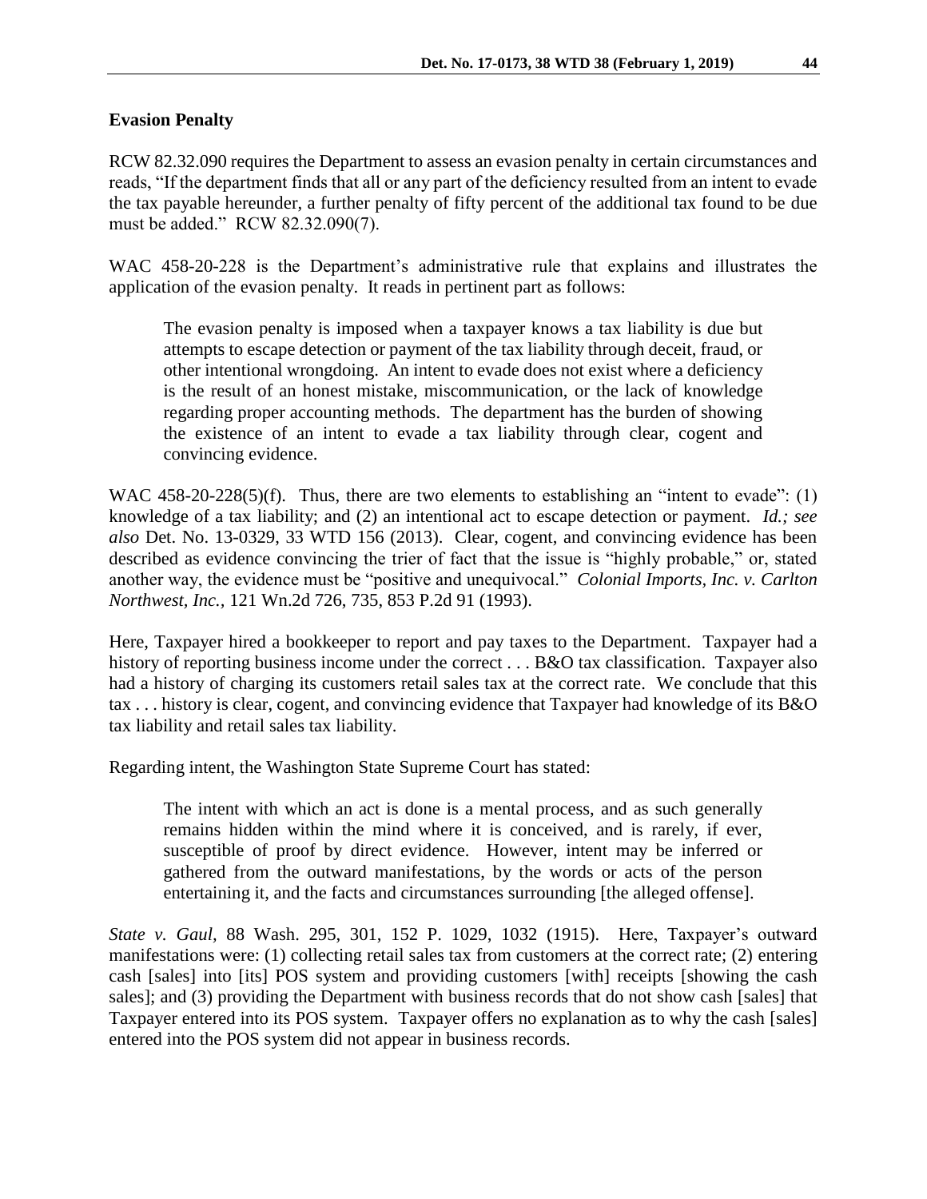## Evasion Penalty

RCW 82.32.090 requires the Department to assess an evasion penalty in certain circumstances and reads, "If the department finds that all or any part of the deficiency resulted from an intent to evade the tax payable hereunder, a further penalty of fifty percent of the additional tax found to be due must be added." RCW 82.32.090(7).

WAC 458-20-228 is the Department's administrative rule that explains and illustrates the application of the evasion penalty. It reads in pertinent part as follows:

> The evasion penalty is imposed when a taxpayer knows a tax liability is due but attempts to escape detection or payment of the tax liability through deceit, fraud, or other intentional wrongdoing. An intent to evade does not exist where a deficiency is the result of an honest mistake, miscommunication, or the lack of knowledge regarding proper accounting methods. The department has the burden of showing the existence of an intent to evade a tax liability through clear, cogent and convincing evidence.

WAC 458-20-228(5)(f). Thus, there are two elements to establishing an "intent to evade": (1) knowledge of a tax liability; and (2) an intentional act to escape detection or payment. *Id.; see also* Det. No. 13-0329, 33 WTD 156 (2013). Clear, cogent, and convincing evidence has been described as evidence convincing the trier of fact that the issue is "highly probable," or, stated another way, the evidence must be "positive and unequivocal." *Colonial Imports, Inc. v. Carlton Northwest, Inc.*, 121 Wn.2d 726, 735, 853 P.2d 91 (1993).

Here, Taxpayer hired a bookkeeper to report and pay taxes to the Department. Taxpayer had a history of reporting business income under the correct . . . B&O tax classification. Taxpayer also had a history of charging its customers retail sales tax at the correct rate. We conclude that this tax . . . history is clear, cogent, and convincing evidence that Taxpayer had knowledge of its B&O tax liability and retail sales tax liability.

Regarding intent, the Washington State Supreme Court has stated:

> The intent with which an act is done is a mental process, and as such generally remains hidden within the mind where it is conceived, and is rarely, if ever, susceptible of proof by direct evidence. However, intent may be inferred or gathered from the outward manifestations, by the words or acts of the person entertaining it, and the facts and circumstances surrounding [the alleged offense].

*State v. Gaul*, 88 Wash. 295, 301, 152 P. 1029, 1032 (1915). Here, Taxpayer's outward manifestations were: (1) collecting retail sales tax from customers at the correct rate; (2) entering cash [sales] into [its] POS system and providing customers [with] receipts [showing the cash sales]; and (3) providing the Department with business records that do not show cash [sales] that Taxpayer entered into its POS system. Taxpayer offers no explanation as to why the cash [sales] entered into the POS system did not appear in business records.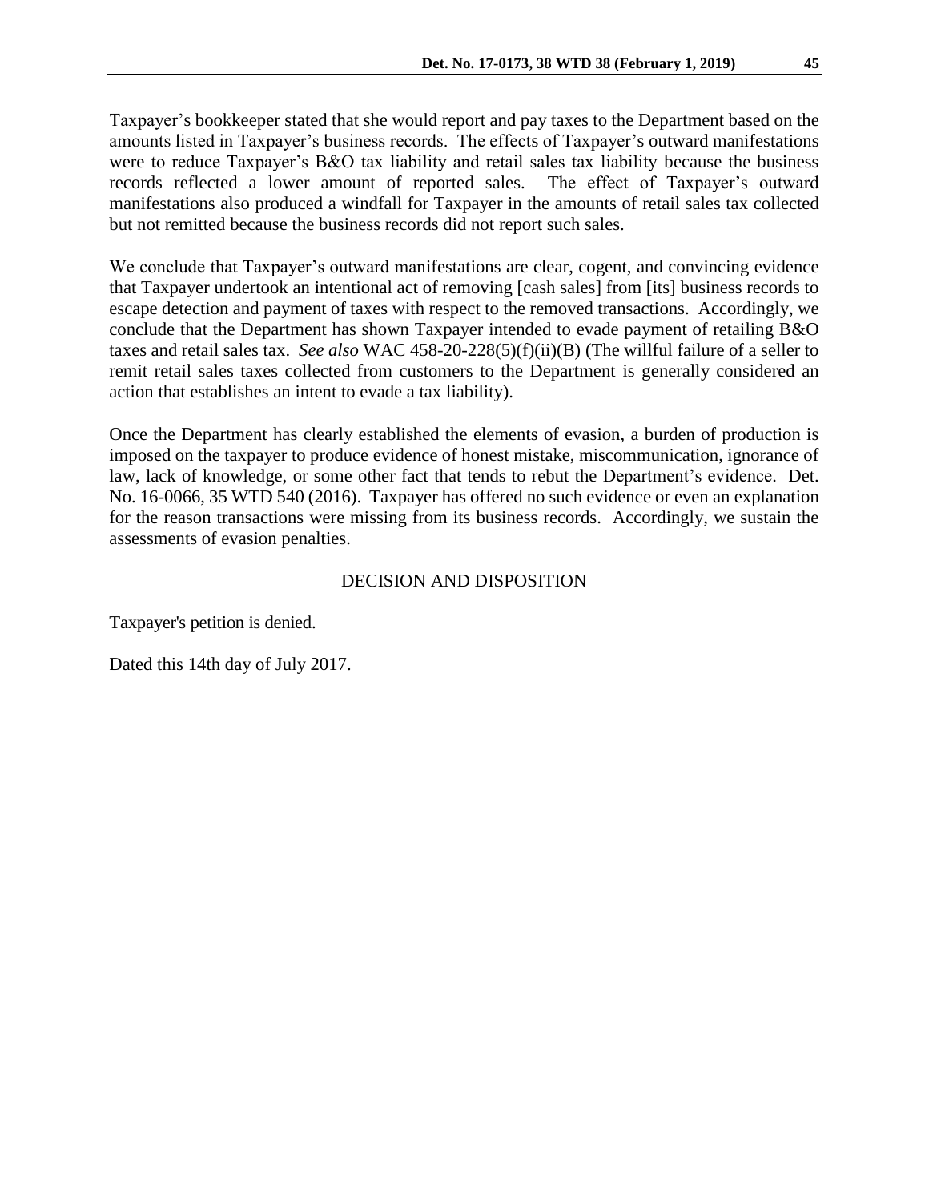Taxpayer's bookkeeper stated that she would report and pay taxes to the Department based on the amounts listed in Taxpayer's business records. The effects of Taxpayer's outward manifestations were to reduce Taxpayer's B&O tax liability and retail sales tax liability because the business records reflected a lower amount of reported sales. The effect of Taxpayer's outward manifestations also produced a windfall for Taxpayer in the amounts of retail sales tax collected but not remitted because the business records did not report such sales.

We conclude that Taxpayer's outward manifestations are clear, cogent, and convincing evidence that Taxpayer undertook an intentional act of removing [cash sales] from [its] business records to escape detection and payment of taxes with respect to the removed transactions. Accordingly, we conclude that the Department has shown Taxpayer intended to evade payment of retailing B&O taxes and retail sales tax. *See also* WAC 458-20-228(5)(f)(ii)(B) (The willful failure of a seller to remit retail sales taxes collected from customers to the Department is generally considered an action that establishes an intent to evade a tax liability).

Once the Department has clearly established the elements of evasion, a burden of production is imposed on the taxpayer to produce evidence of honest mistake, miscommunication, ignorance of law, lack of knowledge, or some other fact that tends to rebut the Department's evidence. Det. No. 16-0066, 35 WTD 540 (2016). Taxpayer has offered no such evidence or even an explanation for the reason transactions were missing from its business records. Accordingly, we sustain the assessments of evasion penalties.

## DECISION AND DISPOSITION

Taxpayer's petition is denied.

Dated this 14th day of July 2017.